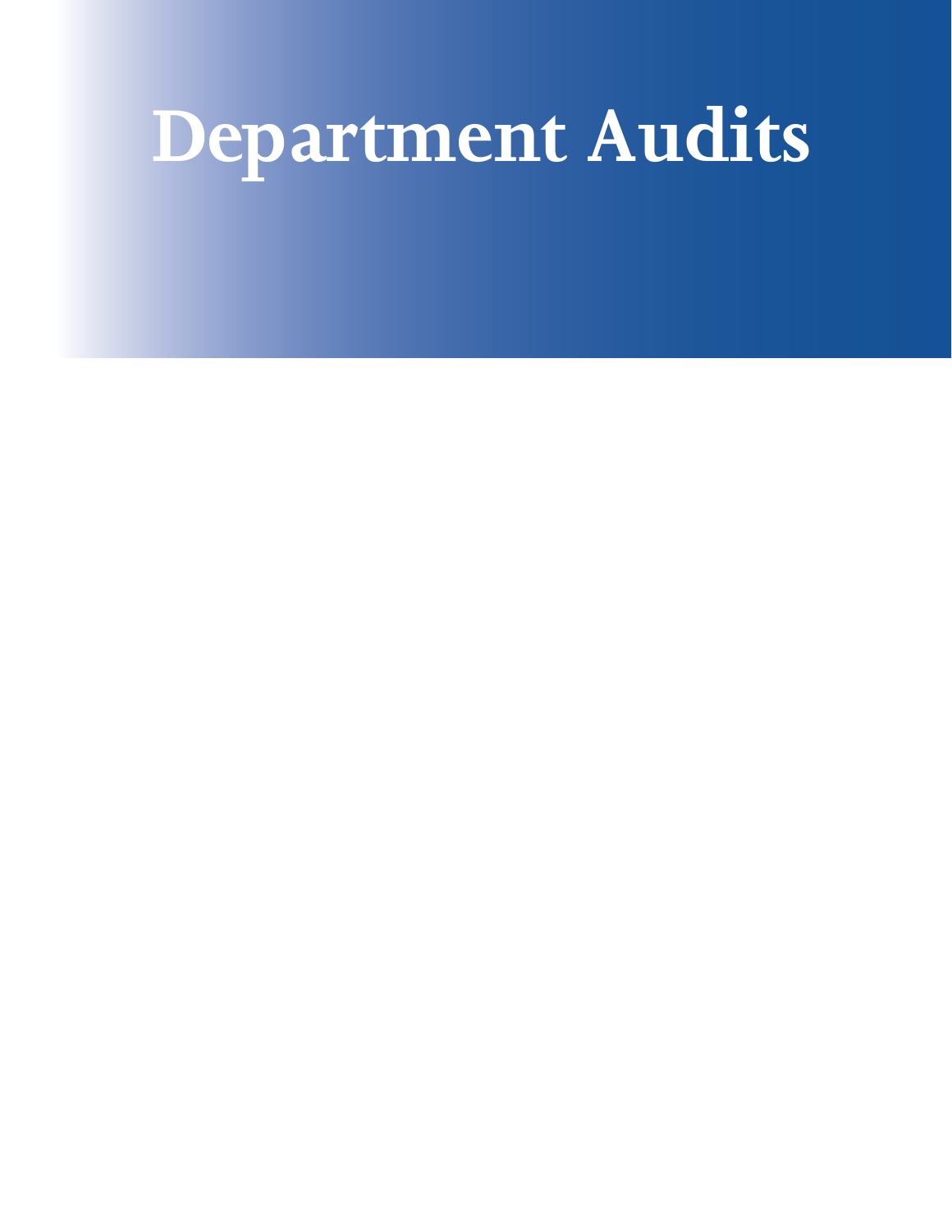# Department Audits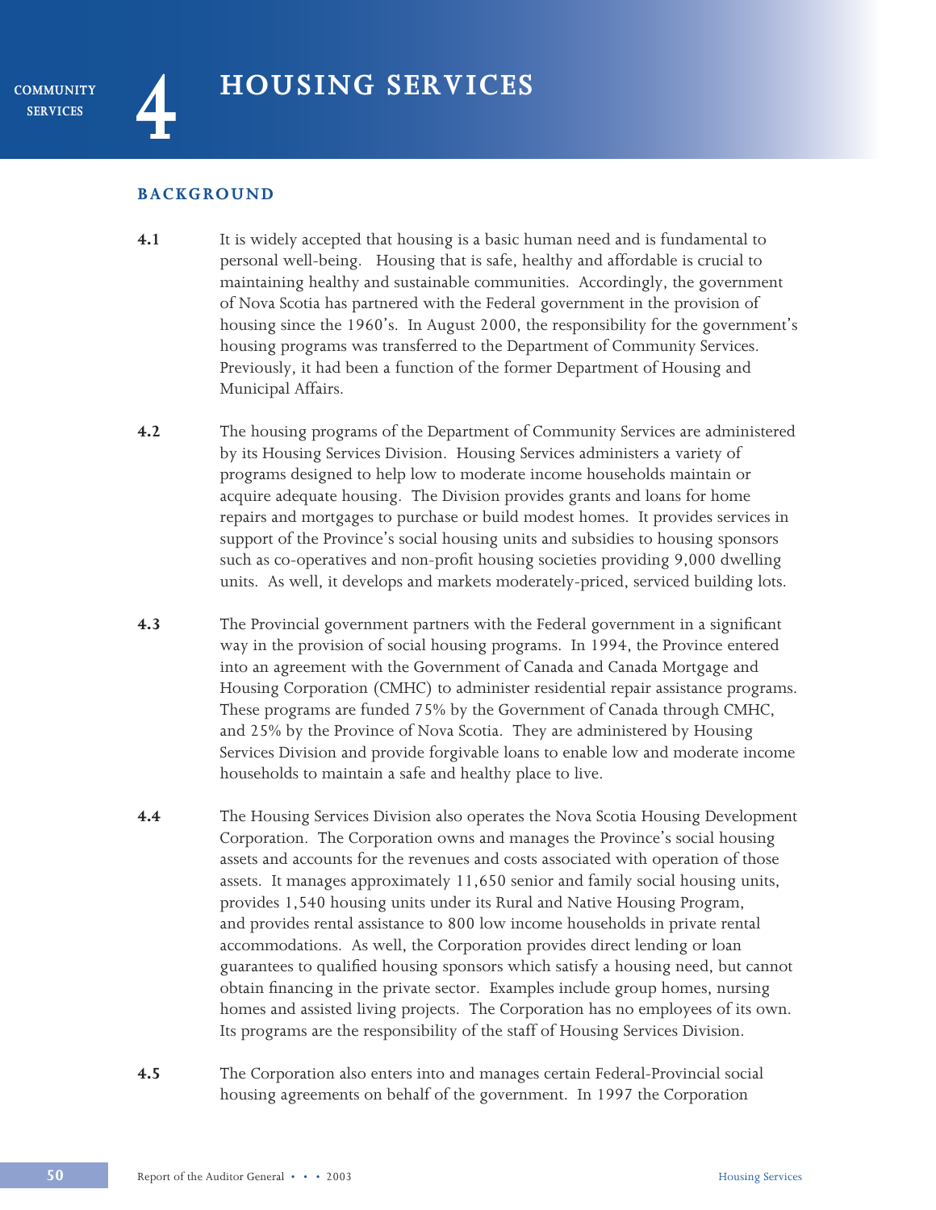# 4 HOUSING SERVICES

## BACKGROUND

**4.1** It is widely accepted that housing is a basic human need and is fundamental to personal well-being. Housing that is safe, healthy and affordable is crucial to maintaining healthy and sustainable communities. Accordingly, the government of Nova Scotia has partnered with the Federal government in the provision of housing since the 1960's. In August 2000, the responsibility for the government's housing programs was transferred to the Department of Community Services. Previously, it had been a function of the former Department of Housing and Municipal Affairs.

**4.2** The housing programs of the Department of Community Services are administered by its Housing Services Division. Housing Services administers a variety of programs designed to help low to moderate income households maintain or acquire adequate housing. The Division provides grants and loans for home repairs and mortgages to purchase or build modest homes. It provides services in support of the Province's social housing units and subsidies to housing sponsors such as co-operatives and non-profit housing societies providing 9,000 dwelling units. As well, it develops and markets moderately-priced, serviced building lots.

**4.3** The Provincial government partners with the Federal government in a significant way in the provision of social housing programs. In 1994, the Province entered into an agreement with the Government of Canada and Canada Mortgage and Housing Corporation (CMHC) to administer residential repair assistance programs. These programs are funded 75% by the Government of Canada through CMHC, and 25% by the Province of Nova Scotia. They are administered by Housing Services Division and provide forgivable loans to enable low and moderate income households to maintain a safe and healthy place to live.

**4.4** The Housing Services Division also operates the Nova Scotia Housing Development Corporation. The Corporation owns and manages the Province's social housing assets and accounts for the revenues and costs associated with operation of those assets. It manages approximately 11,650 senior and family social housing units, provides 1,540 housing units under its Rural and Native Housing Program, and provides rental assistance to 800 low income households in private rental accommodations. As well, the Corporation provides direct lending or loan guarantees to qualified housing sponsors which satisfy a housing need, but cannot obtain financing in the private sector. Examples include group homes, nursing homes and assisted living projects. The Corporation has no employees of its own. Its programs are the responsibility of the staff of Housing Services Division.

**4.5** The Corporation also enters into and manages certain Federal-Provincial social housing agreements on behalf of the government. In 1997 the Corporation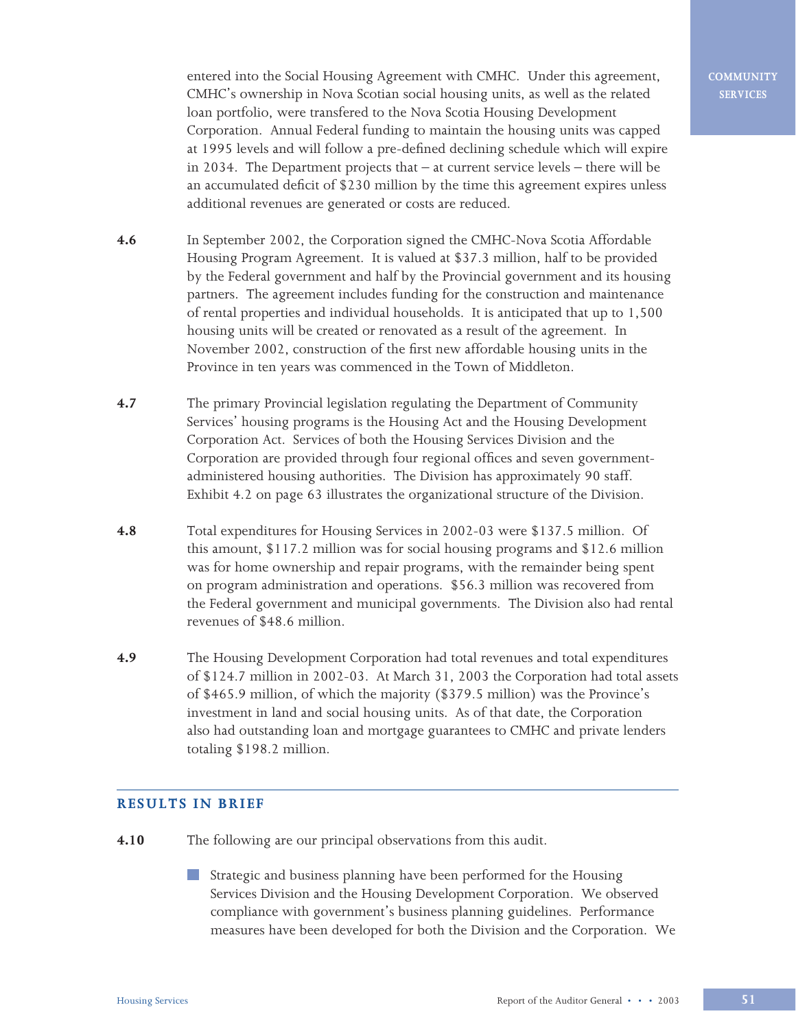entered into the Social Housing Agreement with CMHC. Under this agreement, CMHC's ownership in Nova Scotian social housing units, as well as the related loan portfolio, were transfered to the Nova Scotia Housing Development Corporation. Annual Federal funding to maintain the housing units was capped at 1995 levels and will follow a pre-defined declining schedule which will expire in 2034. The Department projects that – at current service levels – there will be an accumulated deficit of $230 million by the time this agreement expires unless additional revenues are generated or costs are reduced.

**4.6** In September 2002, the Corporation signed the CMHC-Nova Scotia Affordable Housing Program Agreement. It is valued at $37.3 million, half to be provided by the Federal government and half by the Provincial government and its housing partners. The agreement includes funding for the construction and maintenance of rental properties and individual households. It is anticipated that up to 1,500 housing units will be created or renovated as a result of the agreement. In November 2002, construction of the first new affordable housing units in the Province in ten years was commenced in the Town of Middleton.

**4.7** The primary Provincial legislation regulating the Department of Community Services' housing programs is the Housing Act and the Housing Development Corporation Act. Services of both the Housing Services Division and the Corporation are provided through four regional offices and seven government-administered housing authorities. The Division has approximately 90 staff. Exhibit 4.2 on page 63 illustrates the organizational structure of the Division.

**4.8** Total expenditures for Housing Services in 2002-03 were $137.5 million. Of this amount, $117.2 million was for social housing programs and $12.6 million was for home ownership and repair programs, with the remainder being spent on program administration and operations. $56.3 million was recovered from the Federal government and municipal governments. The Division also had rental revenues of $48.6 million.

**4.9** The Housing Development Corporation had total revenues and total expenditures of $124.7 million in 2002-03. At March 31, 2003 the Corporation had total assets of $465.9 million, of which the majority ($379.5 million) was the Province's investment in land and social housing units. As of that date, the Corporation also had outstanding loan and mortgage guarantees to CMHC and private lenders totaling $198.2 million.

## RESULTS IN BRIEF

**4.10** The following are our principal observations from this audit.

- Strategic and business planning have been performed for the Housing Services Division and the Housing Development Corporation. We observed compliance with government's business planning guidelines. Performance measures have been developed for both the Division and the Corporation. We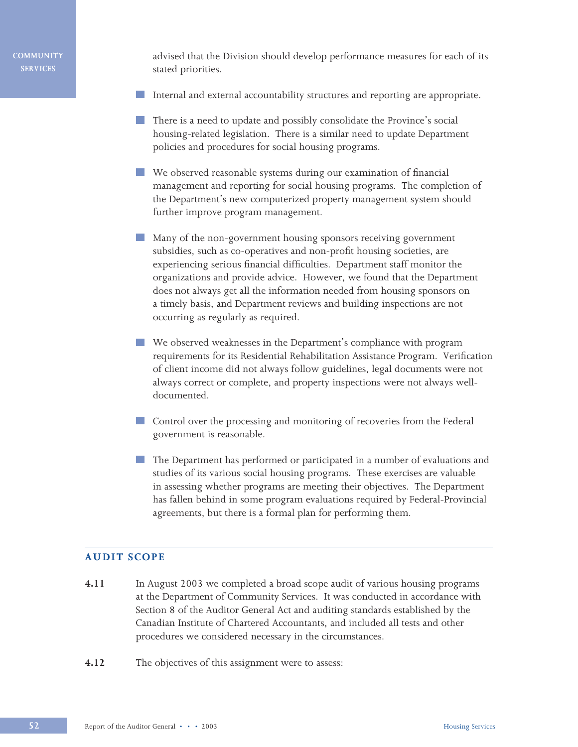advised that the Division should develop performance measures for each of its stated priorities.

- Internal and external accountability structures and reporting are appropriate.
- There is a need to update and possibly consolidate the Province's social housing-related legislation. There is a similar need to update Department policies and procedures for social housing programs.
- We observed reasonable systems during our examination of financial management and reporting for social housing programs. The completion of the Department's new computerized property management system should further improve program management.
- Many of the non-government housing sponsors receiving government subsidies, such as co-operatives and non-profit housing societies, are experiencing serious financial difficulties. Department staff monitor the organizations and provide advice. However, we found that the Department does not always get all the information needed from housing sponsors on a timely basis, and Department reviews and building inspections are not occurring as regularly as required.
- We observed weaknesses in the Department's compliance with program requirements for its Residential Rehabilitation Assistance Program. Verification of client income did not always follow guidelines, legal documents were not always correct or complete, and property inspections were not always well-documented.
- Control over the processing and monitoring of recoveries from the Federal government is reasonable.
- The Department has performed or participated in a number of evaluations and studies of its various social housing programs. These exercises are valuable in assessing whether programs are meeting their objectives. The Department has fallen behind in some program evaluations required by Federal-Provincial agreements, but there is a formal plan for performing them.

## AUDIT SCOPE

**4.11** In August 2003 we completed a broad scope audit of various housing programs at the Department of Community Services. It was conducted in accordance with Section 8 of the Auditor General Act and auditing standards established by the Canadian Institute of Chartered Accountants, and included all tests and other procedures we considered necessary in the circumstances.

**4.12** The objectives of this assignment were to assess: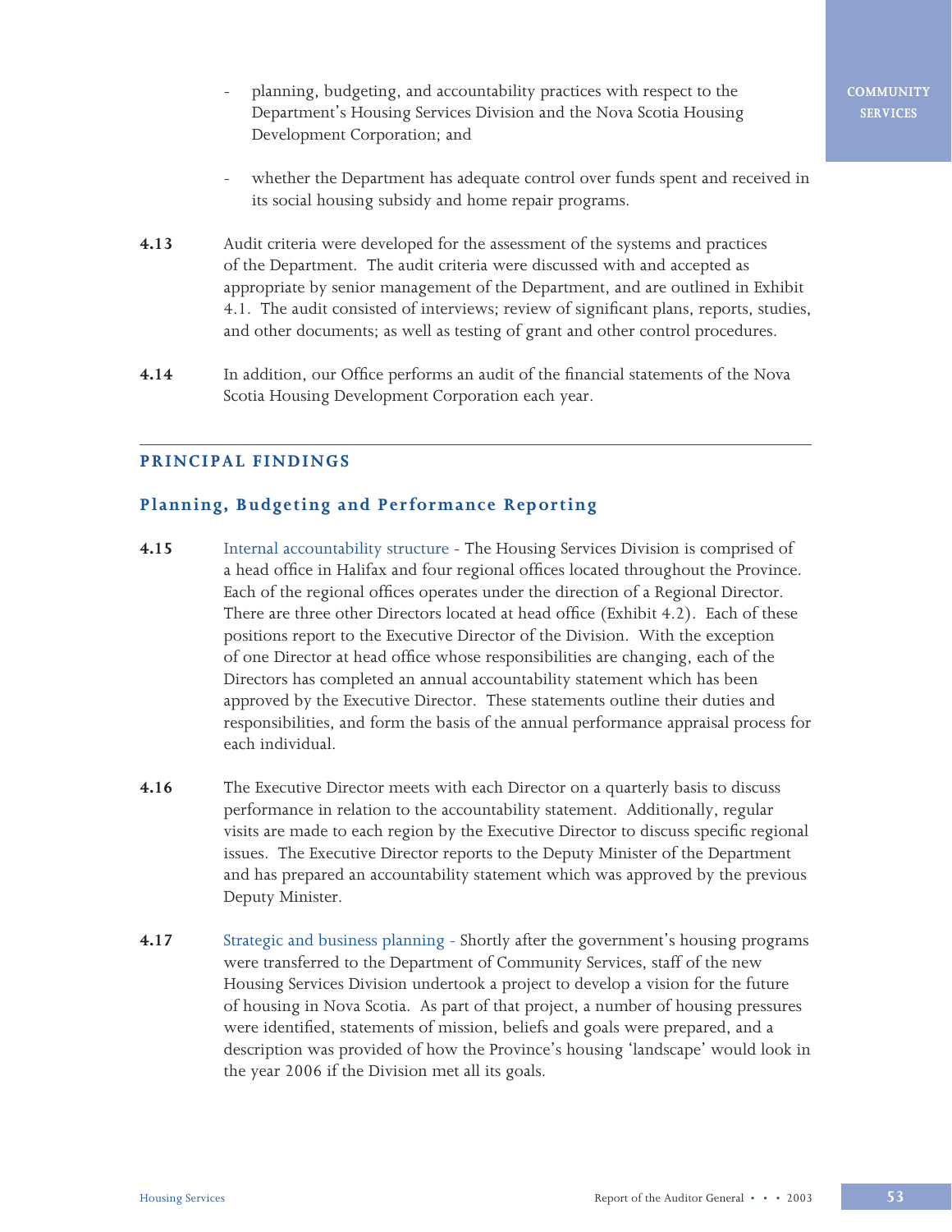- planning, budgeting, and accountability practices with respect to the Department's Housing Services Division and the Nova Scotia Housing Development Corporation; and

- whether the Department has adequate control over funds spent and received in its social housing subsidy and home repair programs.

**4.13** Audit criteria were developed for the assessment of the systems and practices of the Department. The audit criteria were discussed with and accepted as appropriate by senior management of the Department, and are outlined in Exhibit 4.1. The audit consisted of interviews; review of significant plans, reports, studies, and other documents; as well as testing of grant and other control procedures.

**4.14** In addition, our Office performs an audit of the financial statements of the Nova Scotia Housing Development Corporation each year.

## PRINCIPAL FINDINGS

### Planning, Budgeting and Performance Reporting

**4.15** Internal accountability structure - The Housing Services Division is comprised of a head office in Halifax and four regional offices located throughout the Province. Each of the regional offices operates under the direction of a Regional Director. There are three other Directors located at head office (Exhibit 4.2). Each of these positions report to the Executive Director of the Division. With the exception of one Director at head office whose responsibilities are changing, each of the Directors has completed an annual accountability statement which has been approved by the Executive Director. These statements outline their duties and responsibilities, and form the basis of the annual performance appraisal process for each individual.

**4.16** The Executive Director meets with each Director on a quarterly basis to discuss performance in relation to the accountability statement. Additionally, regular visits are made to each region by the Executive Director to discuss specific regional issues. The Executive Director reports to the Deputy Minister of the Department and has prepared an accountability statement which was approved by the previous Deputy Minister.

**4.17** Strategic and business planning - Shortly after the government's housing programs were transferred to the Department of Community Services, staff of the new Housing Services Division undertook a project to develop a vision for the future of housing in Nova Scotia. As part of that project, a number of housing pressures were identified, statements of mission, beliefs and goals were prepared, and a description was provided of how the Province's housing 'landscape' would look in the year 2006 if the Division met all its goals.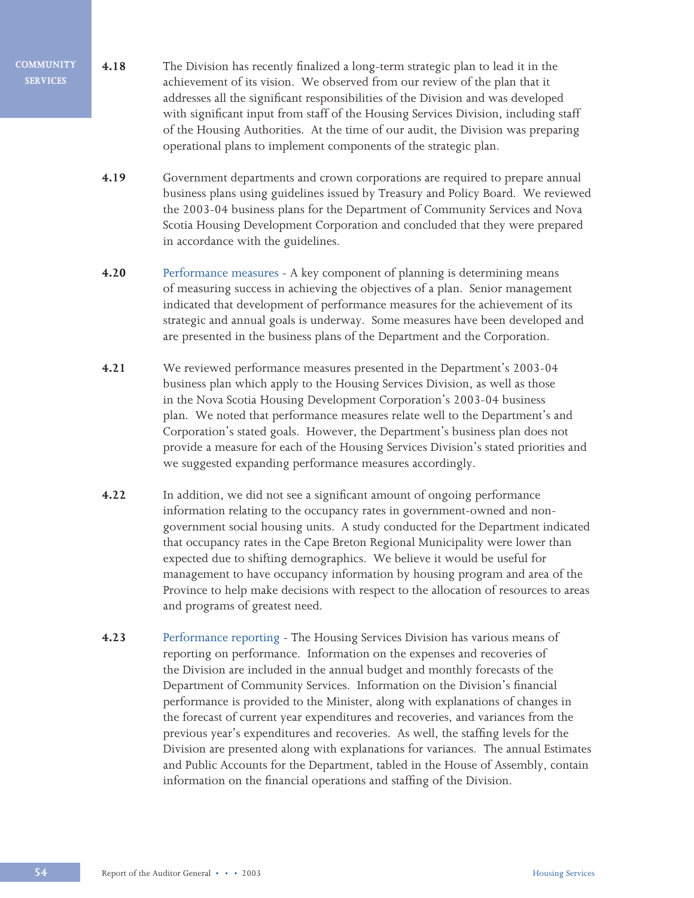**4.18** The Division has recently finalized a long-term strategic plan to lead it in the achievement of its vision. We observed from our review of the plan that it addresses all the significant responsibilities of the Division and was developed with significant input from staff of the Housing Services Division, including staff of the Housing Authorities. At the time of our audit, the Division was preparing operational plans to implement components of the strategic plan.

**4.19** Government departments and crown corporations are required to prepare annual business plans using guidelines issued by Treasury and Policy Board. We reviewed the 2003-04 business plans for the Department of Community Services and Nova Scotia Housing Development Corporation and concluded that they were prepared in accordance with the guidelines.

**4.20** Performance measures - A key component of planning is determining means of measuring success in achieving the objectives of a plan. Senior management indicated that development of performance measures for the achievement of its strategic and annual goals is underway. Some measures have been developed and are presented in the business plans of the Department and the Corporation.

**4.21** We reviewed performance measures presented in the Department's 2003-04 business plan which apply to the Housing Services Division, as well as those in the Nova Scotia Housing Development Corporation's 2003-04 business plan. We noted that performance measures relate well to the Department's and Corporation's stated goals. However, the Department's business plan does not provide a measure for each of the Housing Services Division's stated priorities and we suggested expanding performance measures accordingly.

**4.22** In addition, we did not see a significant amount of ongoing performance information relating to the occupancy rates in government-owned and non-government social housing units. A study conducted for the Department indicated that occupancy rates in the Cape Breton Regional Municipality were lower than expected due to shifting demographics. We believe it would be useful for management to have occupancy information by housing program and area of the Province to help make decisions with respect to the allocation of resources to areas and programs of greatest need.

**4.23** Performance reporting - The Housing Services Division has various means of reporting on performance. Information on the expenses and recoveries of the Division are included in the annual budget and monthly forecasts of the Department of Community Services. Information on the Division's financial performance is provided to the Minister, along with explanations of changes in the forecast of current year expenditures and recoveries, and variances from the previous year's expenditures and recoveries. As well, the staffing levels for the Division are presented along with explanations for variances. The annual Estimates and Public Accounts for the Department, tabled in the House of Assembly, contain information on the financial operations and staffing of the Division.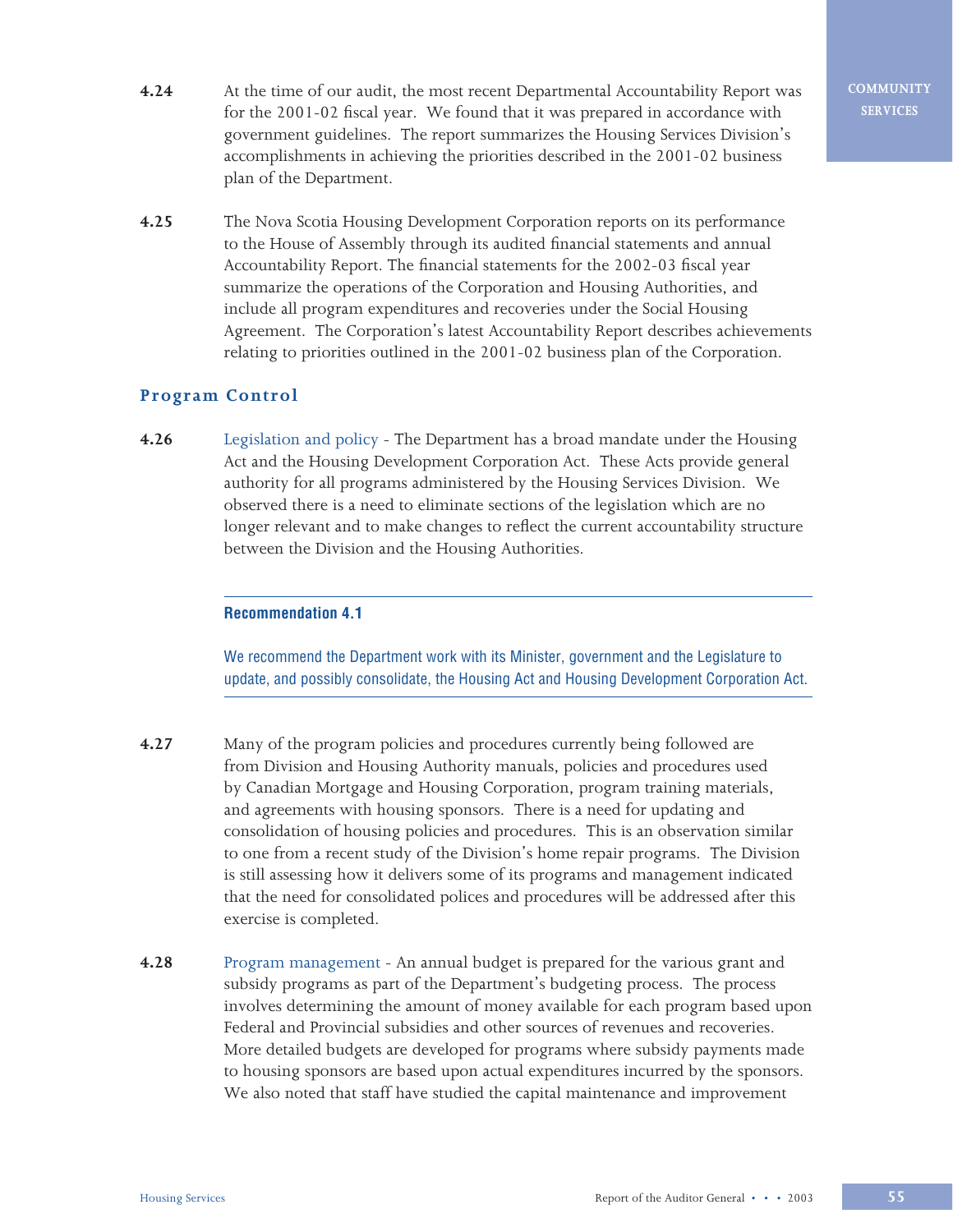**4.24** At the time of our audit, the most recent Departmental Accountability Report was for the 2001-02 fiscal year. We found that it was prepared in accordance with government guidelines. The report summarizes the Housing Services Division's accomplishments in achieving the priorities described in the 2001-02 business plan of the Department.

**4.25** The Nova Scotia Housing Development Corporation reports on its performance to the House of Assembly through its audited financial statements and annual Accountability Report. The financial statements for the 2002-03 fiscal year summarize the operations of the Corporation and Housing Authorities, and include all program expenditures and recoveries under the Social Housing Agreement. The Corporation's latest Accountability Report describes achievements relating to priorities outlined in the 2001-02 business plan of the Corporation.

## Program Control

**4.26** Legislation and policy - The Department has a broad mandate under the Housing Act and the Housing Development Corporation Act. These Acts provide general authority for all programs administered by the Housing Services Division. We observed there is a need to eliminate sections of the legislation which are no longer relevant and to make changes to reflect the current accountability structure between the Division and the Housing Authorities.

---

**Recommendation 4.1**

We recommend the Department work with its Minister, government and the Legislature to update, and possibly consolidate, the Housing Act and Housing Development Corporation Act.

---

**4.27** Many of the program policies and procedures currently being followed are from Division and Housing Authority manuals, policies and procedures used by Canadian Mortgage and Housing Corporation, program training materials, and agreements with housing sponsors. There is a need for updating and consolidation of housing policies and procedures. This is an observation similar to one from a recent study of the Division's home repair programs. The Division is still assessing how it delivers some of its programs and management indicated that the need for consolidated polices and procedures will be addressed after this exercise is completed.

**4.28** Program management - An annual budget is prepared for the various grant and subsidy programs as part of the Department's budgeting process. The process involves determining the amount of money available for each program based upon Federal and Provincial subsidies and other sources of revenues and recoveries. More detailed budgets are developed for programs where subsidy payments made to housing sponsors are based upon actual expenditures incurred by the sponsors. We also noted that staff have studied the capital maintenance and improvement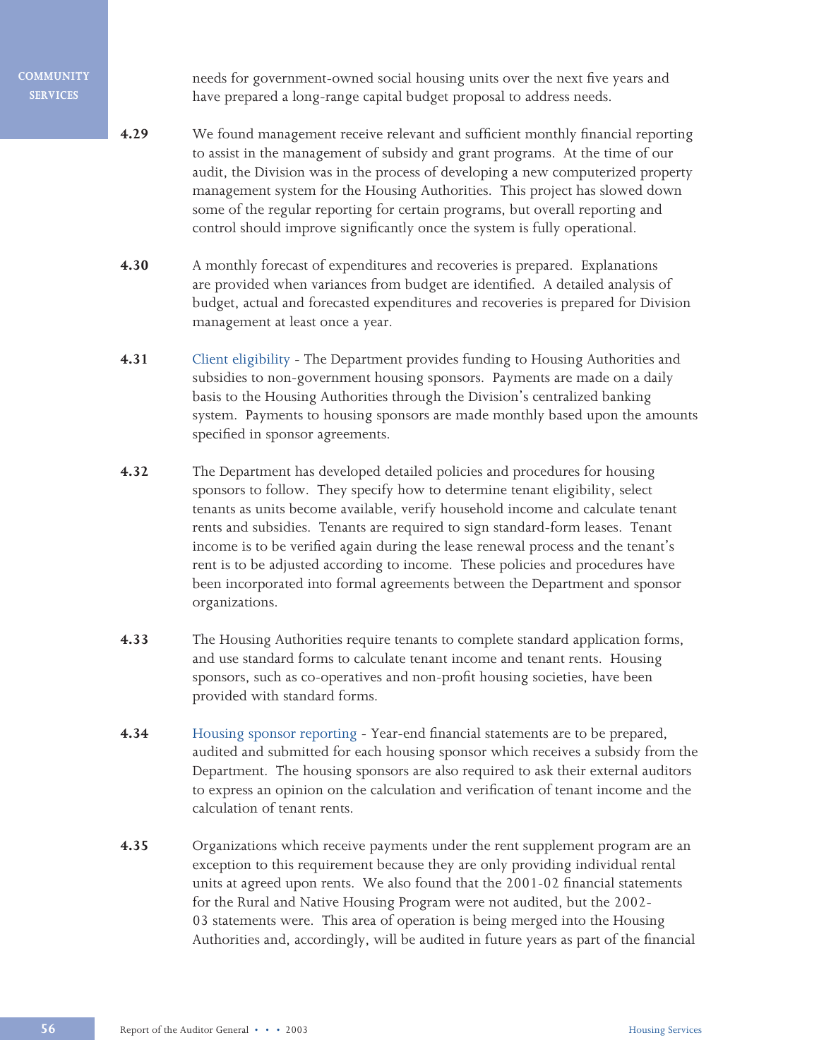needs for government-owned social housing units over the next five years and have prepared a long-range capital budget proposal to address needs.

**4.29** We found management receive relevant and sufficient monthly financial reporting to assist in the management of subsidy and grant programs. At the time of our audit, the Division was in the process of developing a new computerized property management system for the Housing Authorities. This project has slowed down some of the regular reporting for certain programs, but overall reporting and control should improve significantly once the system is fully operational.

**4.30** A monthly forecast of expenditures and recoveries is prepared. Explanations are provided when variances from budget are identified. A detailed analysis of budget, actual and forecasted expenditures and recoveries is prepared for Division management at least once a year.

**4.31** Client eligibility - The Department provides funding to Housing Authorities and subsidies to non-government housing sponsors. Payments are made on a daily basis to the Housing Authorities through the Division's centralized banking system. Payments to housing sponsors are made monthly based upon the amounts specified in sponsor agreements.

**4.32** The Department has developed detailed policies and procedures for housing sponsors to follow. They specify how to determine tenant eligibility, select tenants as units become available, verify household income and calculate tenant rents and subsidies. Tenants are required to sign standard-form leases. Tenant income is to be verified again during the lease renewal process and the tenant's rent is to be adjusted according to income. These policies and procedures have been incorporated into formal agreements between the Department and sponsor organizations.

**4.33** The Housing Authorities require tenants to complete standard application forms, and use standard forms to calculate tenant income and tenant rents. Housing sponsors, such as co-operatives and non-profit housing societies, have been provided with standard forms.

**4.34** Housing sponsor reporting - Year-end financial statements are to be prepared, audited and submitted for each housing sponsor which receives a subsidy from the Department. The housing sponsors are also required to ask their external auditors to express an opinion on the calculation and verification of tenant income and the calculation of tenant rents.

**4.35** Organizations which receive payments under the rent supplement program are an exception to this requirement because they are only providing individual rental units at agreed upon rents. We also found that the 2001-02 financial statements for the Rural and Native Housing Program were not audited, but the 2002-03 statements were. This area of operation is being merged into the Housing Authorities and, accordingly, will be audited in future years as part of the financial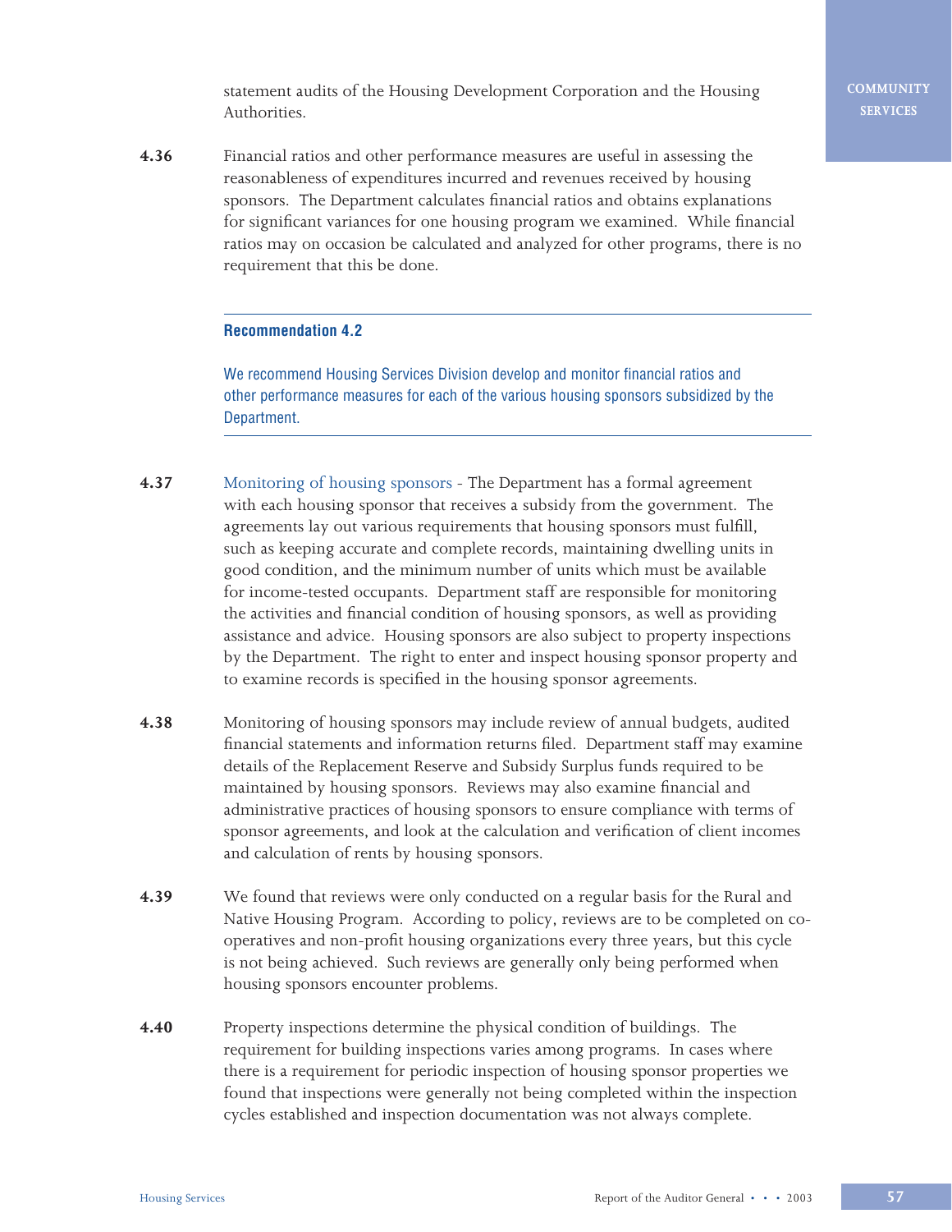statement audits of the Housing Development Corporation and the Housing Authorities.

**4.36** Financial ratios and other performance measures are useful in assessing the reasonableness of expenditures incurred and revenues received by housing sponsors. The Department calculates financial ratios and obtains explanations for significant variances for one housing program we examined. While financial ratios may on occasion be calculated and analyzed for other programs, there is no requirement that this be done.

---

**Recommendation 4.2**

We recommend Housing Services Division develop and monitor financial ratios and other performance measures for each of the various housing sponsors subsidized by the Department.

---

**4.37** Monitoring of housing sponsors - The Department has a formal agreement with each housing sponsor that receives a subsidy from the government. The agreements lay out various requirements that housing sponsors must fulfill, such as keeping accurate and complete records, maintaining dwelling units in good condition, and the minimum number of units which must be available for income-tested occupants. Department staff are responsible for monitoring the activities and financial condition of housing sponsors, as well as providing assistance and advice. Housing sponsors are also subject to property inspections by the Department. The right to enter and inspect housing sponsor property and to examine records is specified in the housing sponsor agreements.

**4.38** Monitoring of housing sponsors may include review of annual budgets, audited financial statements and information returns filed. Department staff may examine details of the Replacement Reserve and Subsidy Surplus funds required to be maintained by housing sponsors. Reviews may also examine financial and administrative practices of housing sponsors to ensure compliance with terms of sponsor agreements, and look at the calculation and verification of client incomes and calculation of rents by housing sponsors.

**4.39** We found that reviews were only conducted on a regular basis for the Rural and Native Housing Program. According to policy, reviews are to be completed on co-operatives and non-profit housing organizations every three years, but this cycle is not being achieved. Such reviews are generally only being performed when housing sponsors encounter problems.

**4.40** Property inspections determine the physical condition of buildings. The requirement for building inspections varies among programs. In cases where there is a requirement for periodic inspection of housing sponsor properties we found that inspections were generally not being completed within the inspection cycles established and inspection documentation was not always complete.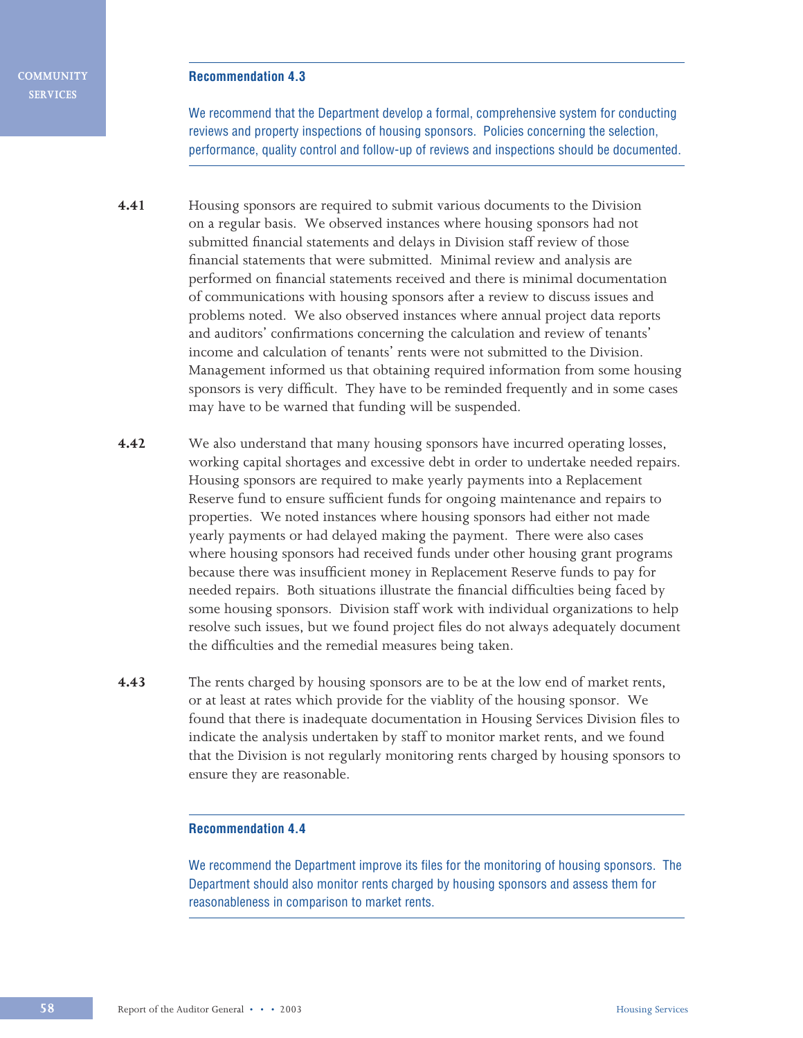**Recommendation 4.3**

We recommend that the Department develop a formal, comprehensive system for conducting reviews and property inspections of housing sponsors. Policies concerning the selection, performance, quality control and follow-up of reviews and inspections should be documented.

**4.41** Housing sponsors are required to submit various documents to the Division on a regular basis. We observed instances where housing sponsors had not submitted financial statements and delays in Division staff review of those financial statements that were submitted. Minimal review and analysis are performed on financial statements received and there is minimal documentation of communications with housing sponsors after a review to discuss issues and problems noted. We also observed instances where annual project data reports and auditors' confirmations concerning the calculation and review of tenants' income and calculation of tenants' rents were not submitted to the Division. Management informed us that obtaining required information from some housing sponsors is very difficult. They have to be reminded frequently and in some cases may have to be warned that funding will be suspended.

**4.42** We also understand that many housing sponsors have incurred operating losses, working capital shortages and excessive debt in order to undertake needed repairs. Housing sponsors are required to make yearly payments into a Replacement Reserve fund to ensure sufficient funds for ongoing maintenance and repairs to properties. We noted instances where housing sponsors had either not made yearly payments or had delayed making the payment. There were also cases where housing sponsors had received funds under other housing grant programs because there was insufficient money in Replacement Reserve funds to pay for needed repairs. Both situations illustrate the financial difficulties being faced by some housing sponsors. Division staff work with individual organizations to help resolve such issues, but we found project files do not always adequately document the difficulties and the remedial measures being taken.

**4.43** The rents charged by housing sponsors are to be at the low end of market rents, or at least at rates which provide for the viablity of the housing sponsor. We found that there is inadequate documentation in Housing Services Division files to indicate the analysis undertaken by staff to monitor market rents, and we found that the Division is not regularly monitoring rents charged by housing sponsors to ensure they are reasonable.

**Recommendation 4.4**

We recommend the Department improve its files for the monitoring of housing sponsors. The Department should also monitor rents charged by housing sponsors and assess them for reasonableness in comparison to market rents.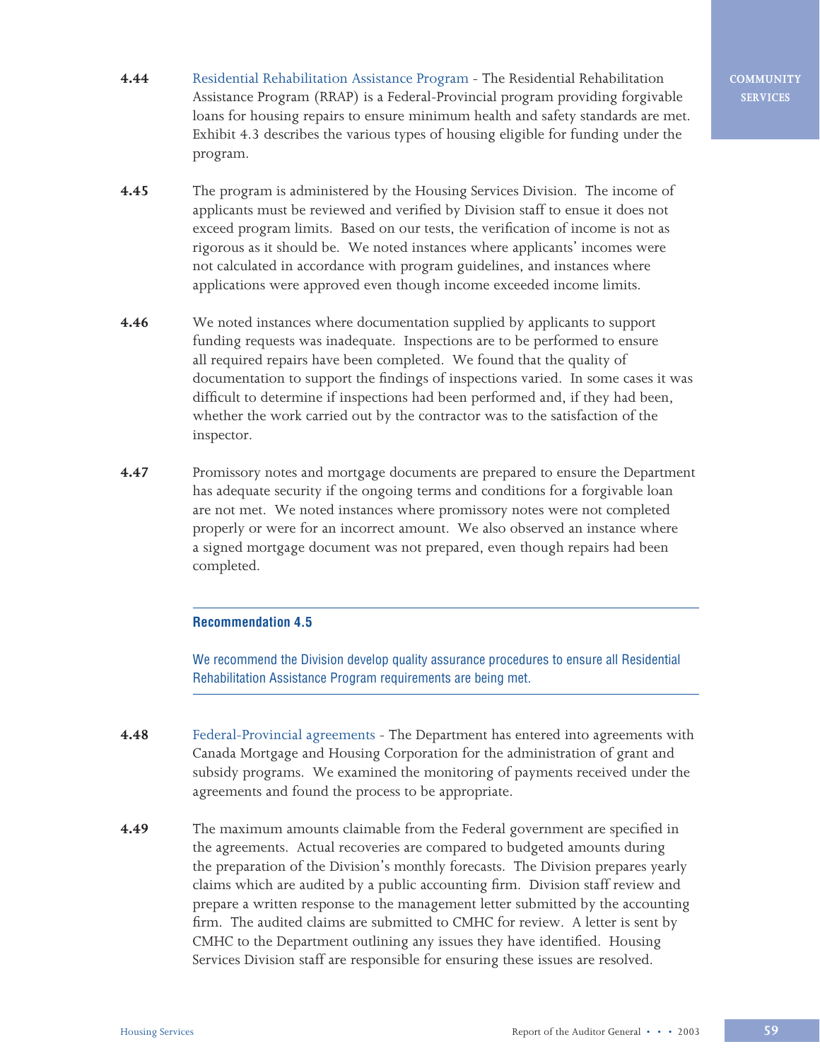**4.44** Residential Rehabilitation Assistance Program - The Residential Rehabilitation Assistance Program (RRAP) is a Federal-Provincial program providing forgivable loans for housing repairs to ensure minimum health and safety standards are met. Exhibit 4.3 describes the various types of housing eligible for funding under the program.

**4.45** The program is administered by the Housing Services Division. The income of applicants must be reviewed and verified by Division staff to ensue it does not exceed program limits. Based on our tests, the verification of income is not as rigorous as it should be. We noted instances where applicants' incomes were not calculated in accordance with program guidelines, and instances where applications were approved even though income exceeded income limits.

**4.46** We noted instances where documentation supplied by applicants to support funding requests was inadequate. Inspections are to be performed to ensure all required repairs have been completed. We found that the quality of documentation to support the findings of inspections varied. In some cases it was difficult to determine if inspections had been performed and, if they had been, whether the work carried out by the contractor was to the satisfaction of the inspector.

**4.47** Promissory notes and mortgage documents are prepared to ensure the Department has adequate security if the ongoing terms and conditions for a forgivable loan are not met. We noted instances where promissory notes were not completed properly or were for an incorrect amount. We also observed an instance where a signed mortgage document was not prepared, even though repairs had been completed.

---

**Recommendation 4.5**

We recommend the Division develop quality assurance procedures to ensure all Residential Rehabilitation Assistance Program requirements are being met.

---

**4.48** Federal-Provincial agreements - The Department has entered into agreements with Canada Mortgage and Housing Corporation for the administration of grant and subsidy programs. We examined the monitoring of payments received under the agreements and found the process to be appropriate.

**4.49** The maximum amounts claimable from the Federal government are specified in the agreements. Actual recoveries are compared to budgeted amounts during the preparation of the Division's monthly forecasts. The Division prepares yearly claims which are audited by a public accounting firm. Division staff review and prepare a written response to the management letter submitted by the accounting firm. The audited claims are submitted to CMHC for review. A letter is sent by CMHC to the Department outlining any issues they have identified. Housing Services Division staff are responsible for ensuring these issues are resolved.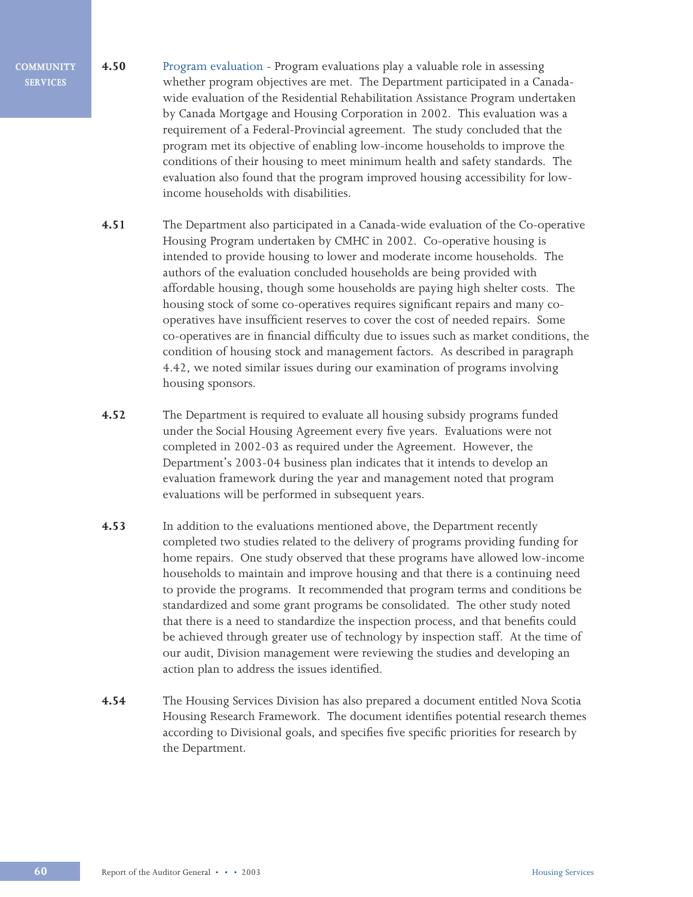**4.50** Program evaluation - Program evaluations play a valuable role in assessing whether program objectives are met. The Department participated in a Canada-wide evaluation of the Residential Rehabilitation Assistance Program undertaken by Canada Mortgage and Housing Corporation in 2002. This evaluation was a requirement of a Federal-Provincial agreement. The study concluded that the program met its objective of enabling low-income households to improve the conditions of their housing to meet minimum health and safety standards. The evaluation also found that the program improved housing accessibility for low-income households with disabilities.

**4.51** The Department also participated in a Canada-wide evaluation of the Co-operative Housing Program undertaken by CMHC in 2002. Co-operative housing is intended to provide housing to lower and moderate income households. The authors of the evaluation concluded households are being provided with affordable housing, though some households are paying high shelter costs. The housing stock of some co-operatives requires significant repairs and many co-operatives have insufficient reserves to cover the cost of needed repairs. Some co-operatives are in financial difficulty due to issues such as market conditions, the condition of housing stock and management factors. As described in paragraph 4.42, we noted similar issues during our examination of programs involving housing sponsors.

**4.52** The Department is required to evaluate all housing subsidy programs funded under the Social Housing Agreement every five years. Evaluations were not completed in 2002-03 as required under the Agreement. However, the Department's 2003-04 business plan indicates that it intends to develop an evaluation framework during the year and management noted that program evaluations will be performed in subsequent years.

**4.53** In addition to the evaluations mentioned above, the Department recently completed two studies related to the delivery of programs providing funding for home repairs. One study observed that these programs have allowed low-income households to maintain and improve housing and that there is a continuing need to provide the programs. It recommended that program terms and conditions be standardized and some grant programs be consolidated. The other study noted that there is a need to standardize the inspection process, and that benefits could be achieved through greater use of technology by inspection staff. At the time of our audit, Division management were reviewing the studies and developing an action plan to address the issues identified.

**4.54** The Housing Services Division has also prepared a document entitled Nova Scotia Housing Research Framework. The document identifies potential research themes according to Divisional goals, and specifies five specific priorities for research by the Department.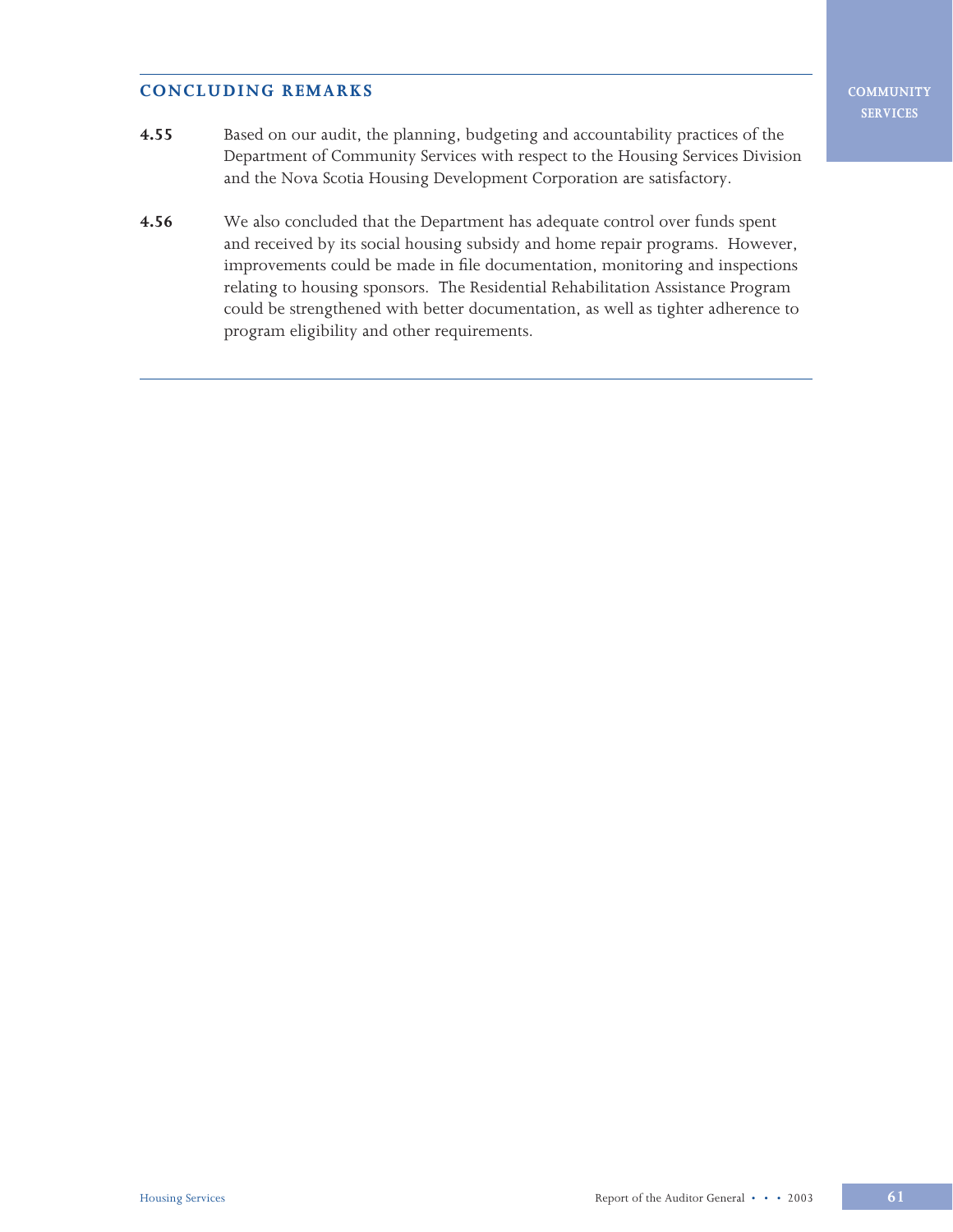## CONCLUDING REMARKS

**4.55** Based on our audit, the planning, budgeting and accountability practices of the Department of Community Services with respect to the Housing Services Division and the Nova Scotia Housing Development Corporation are satisfactory.

**4.56** We also concluded that the Department has adequate control over funds spent and received by its social housing subsidy and home repair programs. However, improvements could be made in file documentation, monitoring and inspections relating to housing sponsors. The Residential Rehabilitation Assistance Program could be strengthened with better documentation, as well as tighter adherence to program eligibility and other requirements.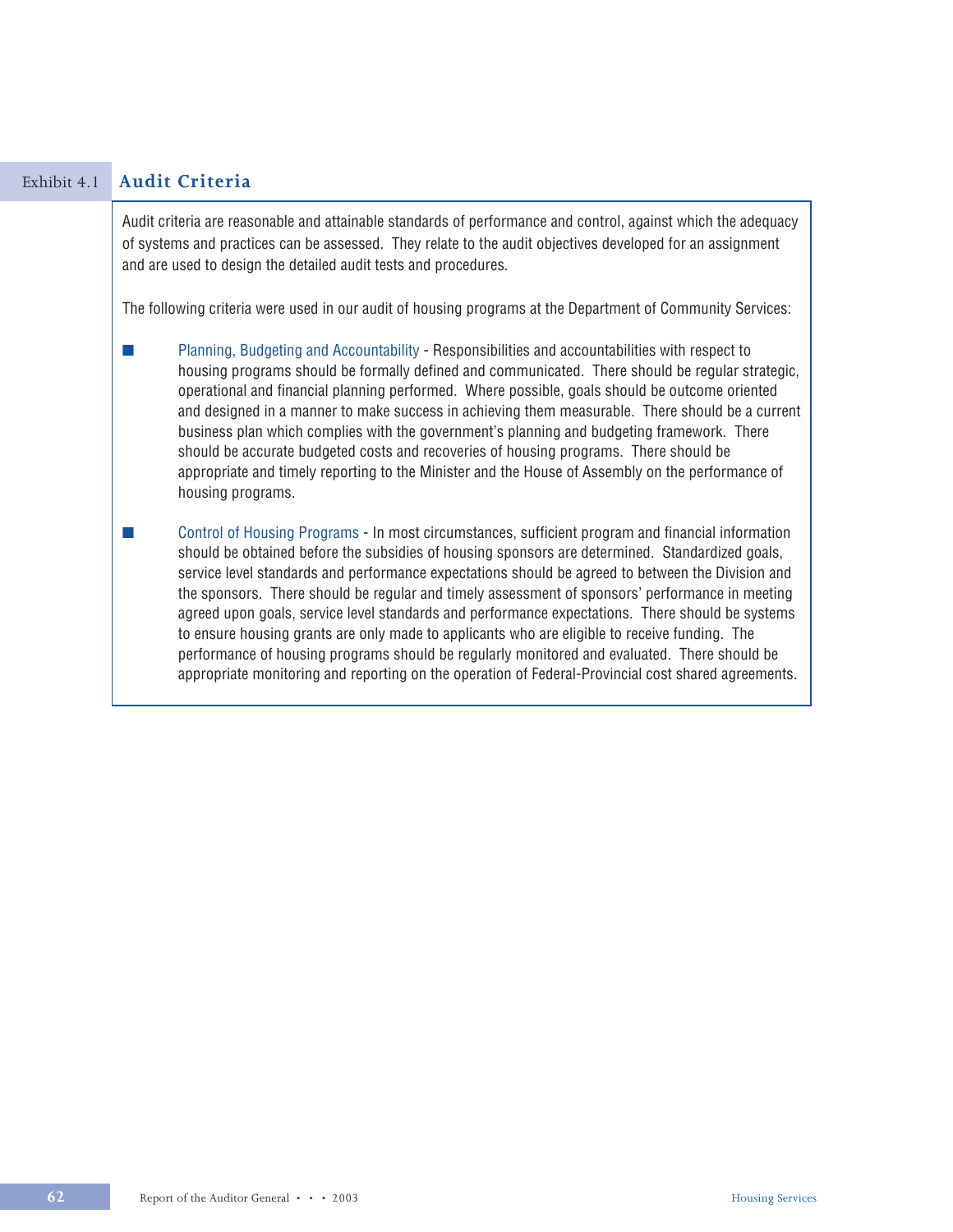## Exhibit 4.1 Audit Criteria

Audit criteria are reasonable and attainable standards of performance and control, against which the adequacy of systems and practices can be assessed. They relate to the audit objectives developed for an assignment and are used to design the detailed audit tests and procedures.

The following criteria were used in our audit of housing programs at the Department of Community Services:

- Planning, Budgeting and Accountability - Responsibilities and accountabilities with respect to housing programs should be formally defined and communicated. There should be regular strategic, operational and financial planning performed. Where possible, goals should be outcome oriented and designed in a manner to make success in achieving them measurable. There should be a current business plan which complies with the government's planning and budgeting framework. There should be accurate budgeted costs and recoveries of housing programs. There should be appropriate and timely reporting to the Minister and the House of Assembly on the performance of housing programs.

- Control of Housing Programs - In most circumstances, sufficient program and financial information should be obtained before the subsidies of housing sponsors are determined. Standardized goals, service level standards and performance expectations should be agreed to between the Division and the sponsors. There should be regular and timely assessment of sponsors' performance in meeting agreed upon goals, service level standards and performance expectations. There should be systems to ensure housing grants are only made to applicants who are eligible to receive funding. The performance of housing programs should be regularly monitored and evaluated. There should be appropriate monitoring and reporting on the operation of Federal-Provincial cost shared agreements.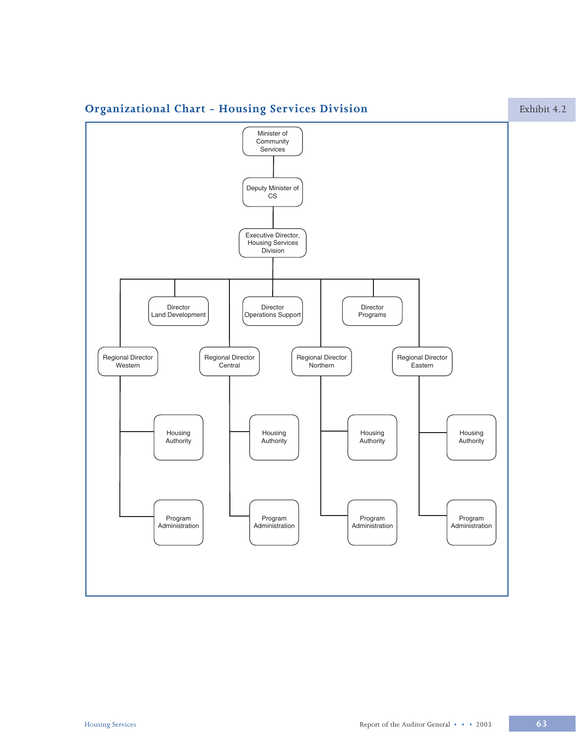## Organizational Chart - Housing Services Division

Exhibit 4.2

- Minister of Community Services
  - Deputy Minister of CS
    - Executive Director, Housing Services Division
      - Director Land Development
      - Director Operations Support
      - Director Programs
      - Regional Director Western
        - Housing Authority
        - Program Administration
      - Regional Director Central
        - Housing Authority
        - Program Administration
      - Regional Director Northern
        - Housing Authority
        - Program Administration
      - Regional Director Eastern
        - Housing Authority
        - Program Administration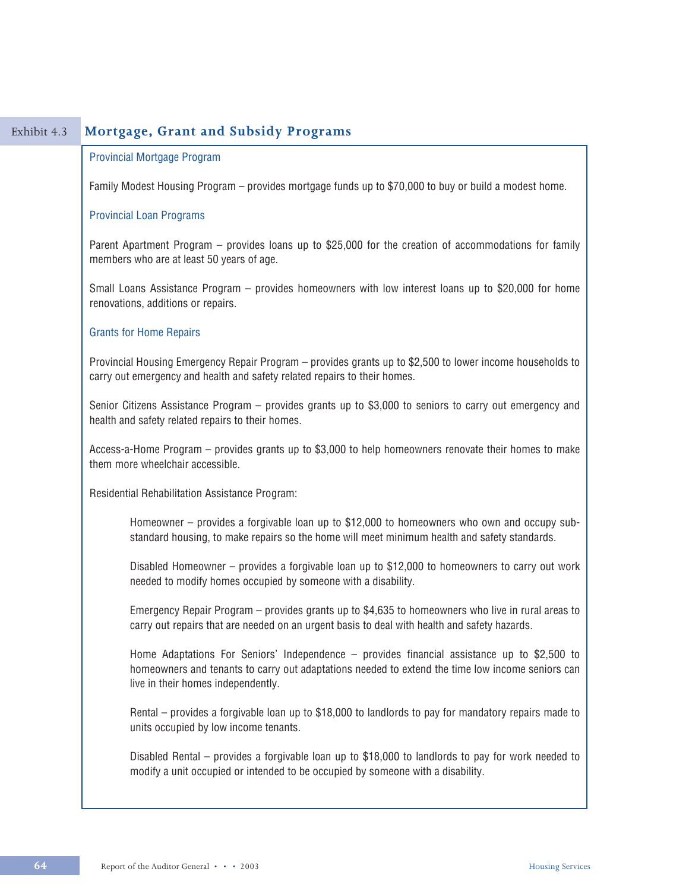## Exhibit 4.3 Mortgage, Grant and Subsidy Programs

### Provincial Mortgage Program

Family Modest Housing Program – provides mortgage funds up to $70,000 to buy or build a modest home.

### Provincial Loan Programs

Parent Apartment Program – provides loans up to $25,000 for the creation of accommodations for family members who are at least 50 years of age.

Small Loans Assistance Program – provides homeowners with low interest loans up to $20,000 for home renovations, additions or repairs.

### Grants for Home Repairs

Provincial Housing Emergency Repair Program – provides grants up to $2,500 to lower income households to carry out emergency and health and safety related repairs to their homes.

Senior Citizens Assistance Program – provides grants up to $3,000 to seniors to carry out emergency and health and safety related repairs to their homes.

Access-a-Home Program – provides grants up to $3,000 to help homeowners renovate their homes to make them more wheelchair accessible.

Residential Rehabilitation Assistance Program:

> Homeowner – provides a forgivable loan up to $12,000 to homeowners who own and occupy sub-standard housing, to make repairs so the home will meet minimum health and safety standards.
>
> Disabled Homeowner – provides a forgivable loan up to $12,000 to homeowners to carry out work needed to modify homes occupied by someone with a disability.
>
> Emergency Repair Program – provides grants up to $4,635 to homeowners who live in rural areas to carry out repairs that are needed on an urgent basis to deal with health and safety hazards.
>
> Home Adaptations For Seniors' Independence – provides financial assistance up to $2,500 to homeowners and tenants to carry out adaptations needed to extend the time low income seniors can live in their homes independently.
>
> Rental – provides a forgivable loan up to $18,000 to landlords to pay for mandatory repairs made to units occupied by low income tenants.
>
> Disabled Rental – provides a forgivable loan up to $18,000 to landlords to pay for work needed to modify a unit occupied or intended to be occupied by someone with a disability.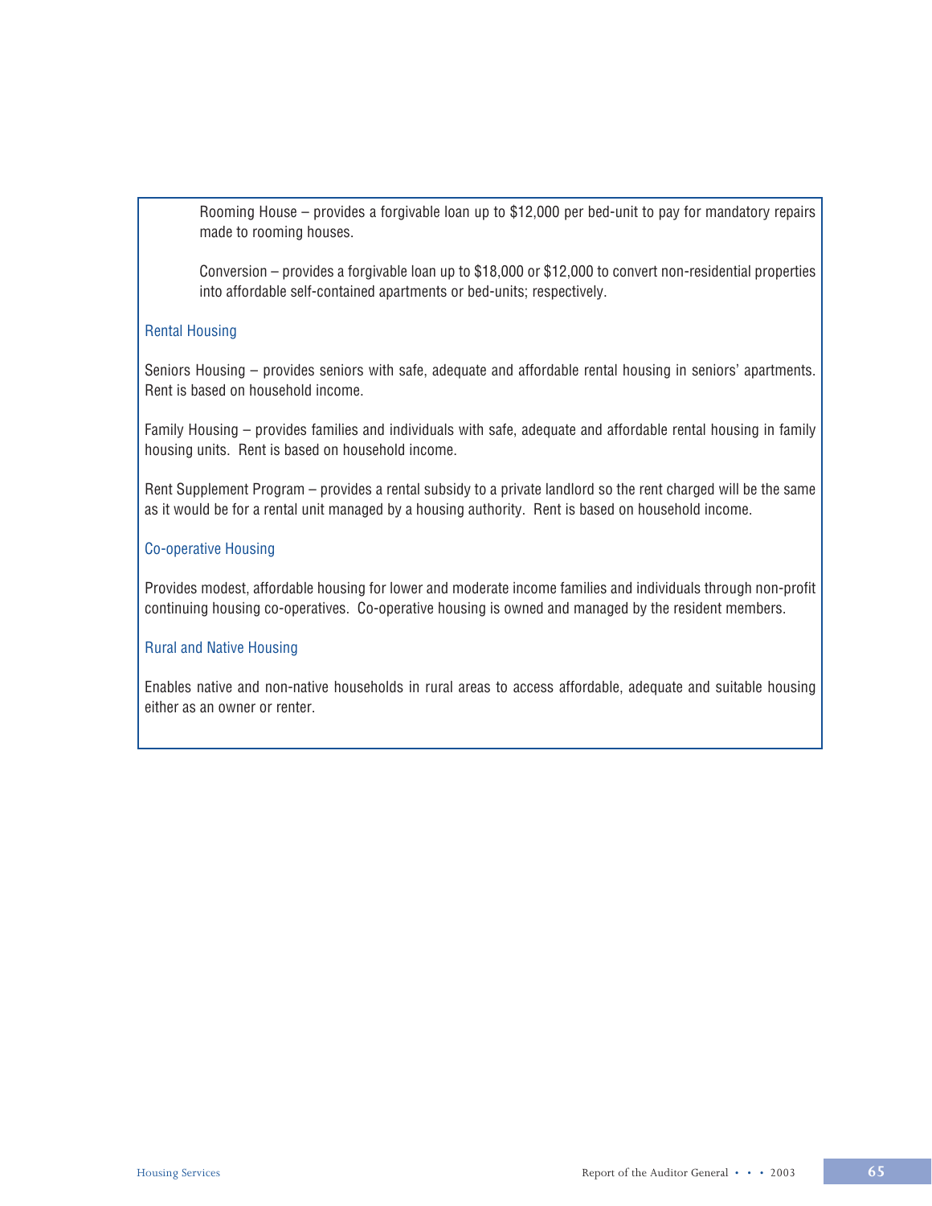Rooming House – provides a forgivable loan up to $12,000 per bed-unit to pay for mandatory repairs made to rooming houses.

Conversion – provides a forgivable loan up to $18,000 or $12,000 to convert non-residential properties into affordable self-contained apartments or bed-units; respectively.

### Rental Housing

Seniors Housing – provides seniors with safe, adequate and affordable rental housing in seniors' apartments. Rent is based on household income.

Family Housing – provides families and individuals with safe, adequate and affordable rental housing in family housing units. Rent is based on household income.

Rent Supplement Program – provides a rental subsidy to a private landlord so the rent charged will be the same as it would be for a rental unit managed by a housing authority. Rent is based on household income.

### Co-operative Housing

Provides modest, affordable housing for lower and moderate income families and individuals through non-profit continuing housing co-operatives. Co-operative housing is owned and managed by the resident members.

### Rural and Native Housing

Enables native and non-native households in rural areas to access affordable, adequate and suitable housing either as an owner or renter.